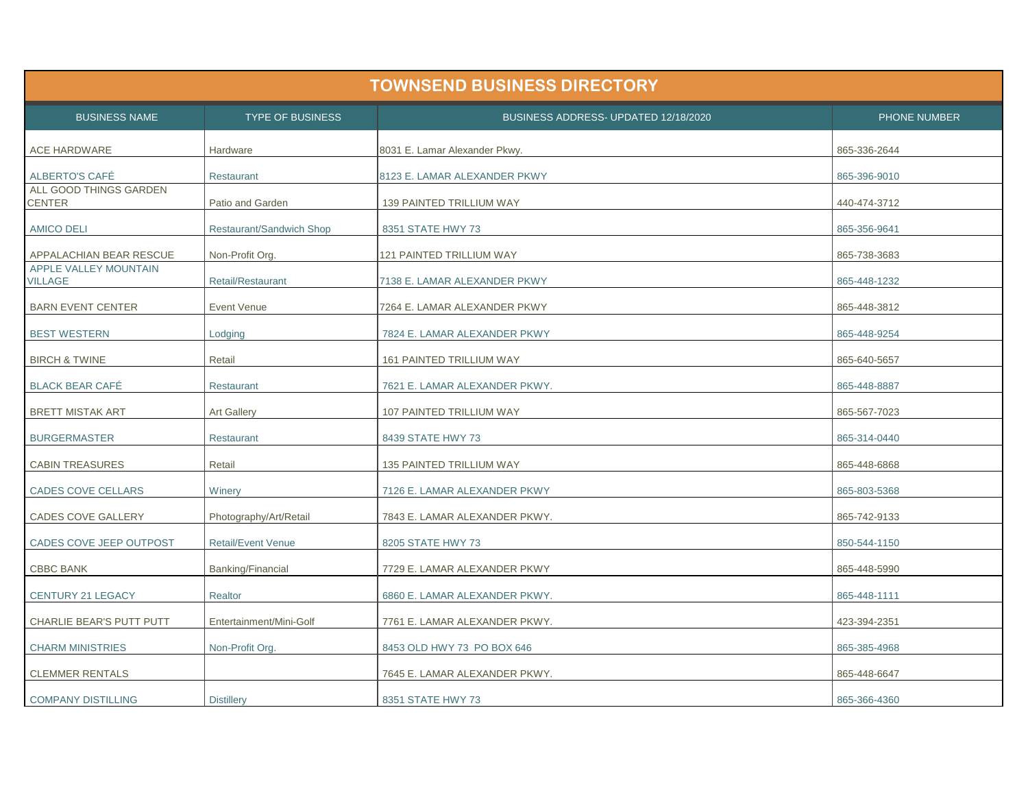# TOWNSEND BUSINESS DIRECTORY

| BUSINESS NAME | TYPE OF BUSINESS | BUSINESS ADDRESS- UPDATED 12/18/2020 | PHONE NUMBER |
|---|---|---|---|
| ACE HARDWARE | Hardware | 8031 E. Lamar Alexander Pkwy. | 865-336-2644 |
| ALBERTO'S CAFÉ | Restaurant | 8123 E. LAMAR ALEXANDER PKWY | 865-396-9010 |
| ALL GOOD THINGS GARDEN CENTER | Patio and Garden | 139 PAINTED TRILLIUM WAY | 440-474-3712 |
| AMICO DELI | Restaurant/Sandwich Shop | 8351 STATE HWY 73 | 865-356-9641 |
| APPALACHIAN BEAR RESCUE | Non-Profit Org. | 121 PAINTED TRILLIUM WAY | 865-738-3683 |
| APPLE VALLEY MOUNTAIN VILLAGE | Retail/Restaurant | 7138 E. LAMAR ALEXANDER PKWY | 865-448-1232 |
| BARN EVENT CENTER | Event Venue | 7264 E. LAMAR ALEXANDER PKWY | 865-448-3812 |
| BEST WESTERN | Lodging | 7824 E. LAMAR ALEXANDER PKWY | 865-448-9254 |
| BIRCH & TWINE | Retail | 161 PAINTED TRILLIUM WAY | 865-640-5657 |
| BLACK BEAR CAFÉ | Restaurant | 7621 E. LAMAR ALEXANDER PKWY. | 865-448-8887 |
| BRETT MISTAK ART | Art Gallery | 107 PAINTED TRILLIUM WAY | 865-567-7023 |
| BURGERMASTER | Restaurant | 8439 STATE HWY 73 | 865-314-0440 |
| CABIN TREASURES | Retail | 135 PAINTED TRILLIUM WAY | 865-448-6868 |
| CADES COVE CELLARS | Winery | 7126 E. LAMAR ALEXANDER PKWY | 865-803-5368 |
| CADES COVE GALLERY | Photography/Art/Retail | 7843 E. LAMAR ALEXANDER PKWY. | 865-742-9133 |
| CADES COVE JEEP OUTPOST | Retail/Event Venue | 8205 STATE HWY 73 | 850-544-1150 |
| CBBC BANK | Banking/Financial | 7729 E. LAMAR ALEXANDER PKWY | 865-448-5990 |
| CENTURY 21 LEGACY | Realtor | 6860 E. LAMAR ALEXANDER PKWY. | 865-448-1111 |
| CHARLIE BEAR'S PUTT PUTT | Entertainment/Mini-Golf | 7761 E. LAMAR ALEXANDER PKWY. | 423-394-2351 |
| CHARM MINISTRIES | Non-Profit Org. | 8453 OLD HWY 73 PO BOX 646 | 865-385-4968 |
| CLEMMER RENTALS | | 7645 E. LAMAR ALEXANDER PKWY. | 865-448-6647 |
| COMPANY DISTILLING | Distillery | 8351 STATE HWY 73 | 865-366-4360 |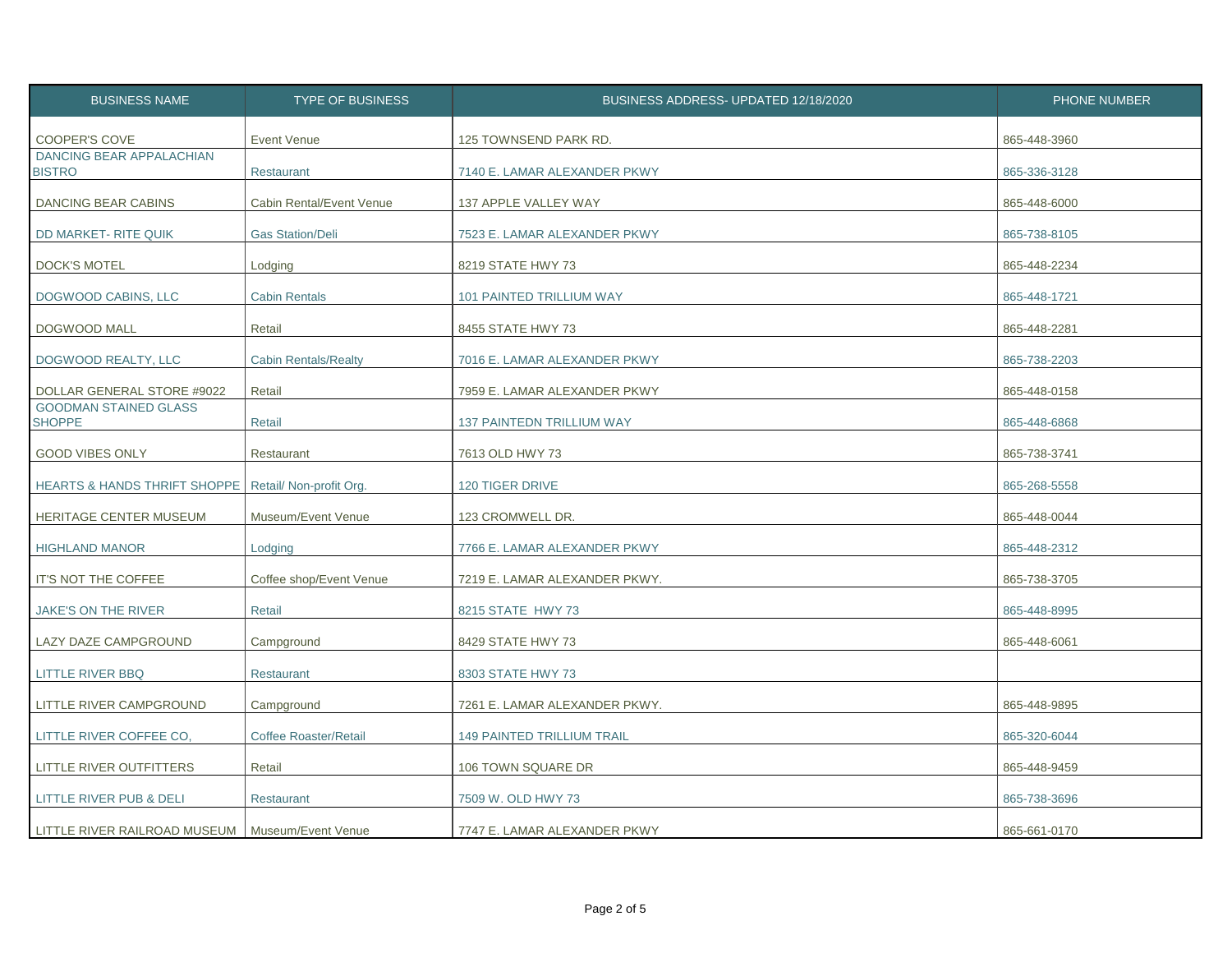| BUSINESS NAME | TYPE OF BUSINESS | BUSINESS ADDRESS- UPDATED 12/18/2020 | PHONE NUMBER |
|---|---|---|---|
| COOPER'S COVE | Event Venue | 125 TOWNSEND PARK RD. | 865-448-3960 |
| DANCING BEAR APPALACHIAN BISTRO | Restaurant | 7140 E. LAMAR ALEXANDER PKWY | 865-336-3128 |
| DANCING BEAR CABINS | Cabin Rental/Event Venue | 137 APPLE VALLEY WAY | 865-448-6000 |
| DD MARKET- RITE QUIK | Gas Station/Deli | 7523 E. LAMAR ALEXANDER PKWY | 865-738-8105 |
| DOCK'S MOTEL | Lodging | 8219 STATE HWY 73 | 865-448-2234 |
| DOGWOOD CABINS, LLC | Cabin Rentals | 101 PAINTED TRILLIUM WAY | 865-448-1721 |
| DOGWOOD MALL | Retail | 8455 STATE HWY 73 | 865-448-2281 |
| DOGWOOD REALTY, LLC | Cabin Rentals/Realty | 7016 E. LAMAR ALEXANDER PKWY | 865-738-2203 |
| DOLLAR GENERAL STORE #9022 | Retail | 7959 E. LAMAR ALEXANDER PKWY | 865-448-0158 |
| GOODMAN STAINED GLASS SHOPPE | Retail | 137 PAINTEDN TRILLIUM WAY | 865-448-6868 |
| GOOD VIBES ONLY | Restaurant | 7613 OLD HWY 73 | 865-738-3741 |
| HEARTS & HANDS THRIFT SHOPPE | Retail/ Non-profit Org. | 120 TIGER DRIVE | 865-268-5558 |
| HERITAGE CENTER MUSEUM | Museum/Event Venue | 123 CROMWELL DR. | 865-448-0044 |
| HIGHLAND MANOR | Lodging | 7766 E. LAMAR ALEXANDER PKWY | 865-448-2312 |
| IT'S NOT THE COFFEE | Coffee shop/Event Venue | 7219 E. LAMAR ALEXANDER PKWY. | 865-738-3705 |
| JAKE'S ON THE RIVER | Retail | 8215 STATE HWY 73 | 865-448-8995 |
| LAZY DAZE CAMPGROUND | Campground | 8429 STATE HWY 73 | 865-448-6061 |
| LITTLE RIVER BBQ | Restaurant | 8303 STATE HWY 73 | |
| LITTLE RIVER CAMPGROUND | Campground | 7261 E. LAMAR ALEXANDER PKWY. | 865-448-9895 |
| LITTLE RIVER COFFEE CO, | Coffee Roaster/Retail | 149 PAINTED TRILLIUM TRAIL | 865-320-6044 |
| LITTLE RIVER OUTFITTERS | Retail | 106 TOWN SQUARE DR | 865-448-9459 |
| LITTLE RIVER PUB & DELI | Restaurant | 7509 W. OLD HWY 73 | 865-738-3696 |
| LITTLE RIVER RAILROAD MUSEUM | Museum/Event Venue | 7747 E. LAMAR ALEXANDER PKWY | 865-661-0170 |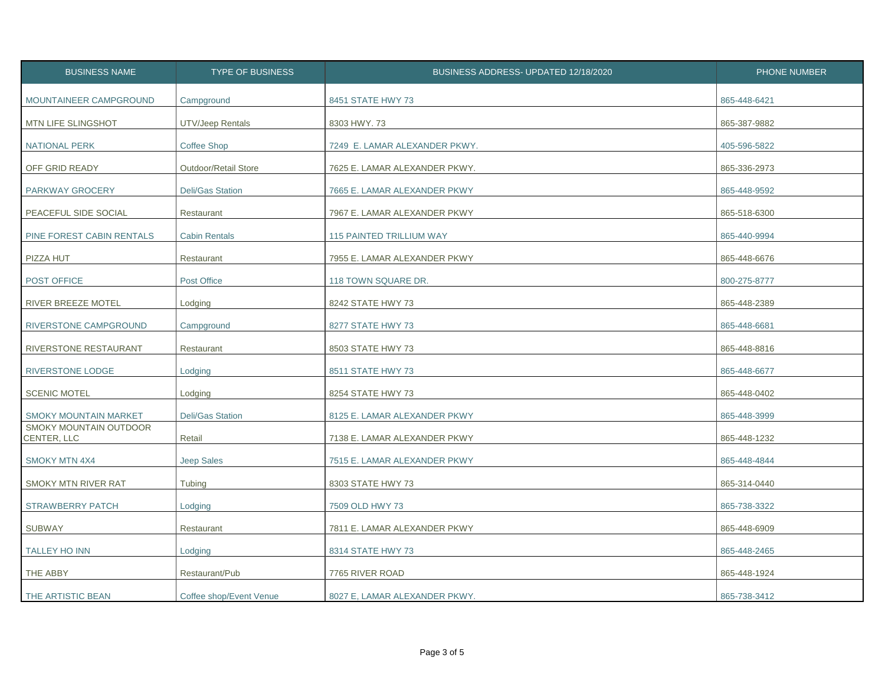| BUSINESS NAME | TYPE OF BUSINESS | BUSINESS ADDRESS- UPDATED 12/18/2020 | PHONE NUMBER |
|---|---|---|---|
| MOUNTAINEER CAMPGROUND | Campground | 8451 STATE HWY 73 | 865-448-6421 |
| MTN LIFE SLINGSHOT | UTV/Jeep Rentals | 8303 HWY. 73 | 865-387-9882 |
| NATIONAL PERK | Coffee Shop | 7249 E. LAMAR ALEXANDER PKWY. | 405-596-5822 |
| OFF GRID READY | Outdoor/Retail Store | 7625 E. LAMAR ALEXANDER PKWY. | 865-336-2973 |
| PARKWAY GROCERY | Deli/Gas Station | 7665 E. LAMAR ALEXANDER PKWY | 865-448-9592 |
| PEACEFUL SIDE SOCIAL | Restaurant | 7967 E. LAMAR ALEXANDER PKWY | 865-518-6300 |
| PINE FOREST CABIN RENTALS | Cabin Rentals | 115 PAINTED TRILLIUM WAY | 865-440-9994 |
| PIZZA HUT | Restaurant | 7955 E. LAMAR ALEXANDER PKWY | 865-448-6676 |
| POST OFFICE | Post Office | 118 TOWN SQUARE DR. | 800-275-8777 |
| RIVER BREEZE MOTEL | Lodging | 8242 STATE HWY 73 | 865-448-2389 |
| RIVERSTONE CAMPGROUND | Campground | 8277 STATE HWY 73 | 865-448-6681 |
| RIVERSTONE RESTAURANT | Restaurant | 8503 STATE HWY 73 | 865-448-8816 |
| RIVERSTONE LODGE | Lodging | 8511 STATE HWY 73 | 865-448-6677 |
| SCENIC MOTEL | Lodging | 8254 STATE HWY 73 | 865-448-0402 |
| SMOKY MOUNTAIN MARKET | Deli/Gas Station | 8125 E. LAMAR ALEXANDER PKWY | 865-448-3999 |
| SMOKY MOUNTAIN OUTDOOR CENTER, LLC | Retail | 7138 E. LAMAR ALEXANDER PKWY | 865-448-1232 |
| SMOKY MTN 4X4 | Jeep Sales | 7515 E. LAMAR ALEXANDER PKWY | 865-448-4844 |
| SMOKY MTN RIVER RAT | Tubing | 8303 STATE HWY 73 | 865-314-0440 |
| STRAWBERRY PATCH | Lodging | 7509 OLD HWY 73 | 865-738-3322 |
| SUBWAY | Restaurant | 7811 E. LAMAR ALEXANDER PKWY | 865-448-6909 |
| TALLEY HO INN | Lodging | 8314 STATE HWY 73 | 865-448-2465 |
| THE ABBY | Restaurant/Pub | 7765 RIVER ROAD | 865-448-1924 |
| THE ARTISTIC BEAN | Coffee shop/Event Venue | 8027 E, LAMAR ALEXANDER PKWY. | 865-738-3412 |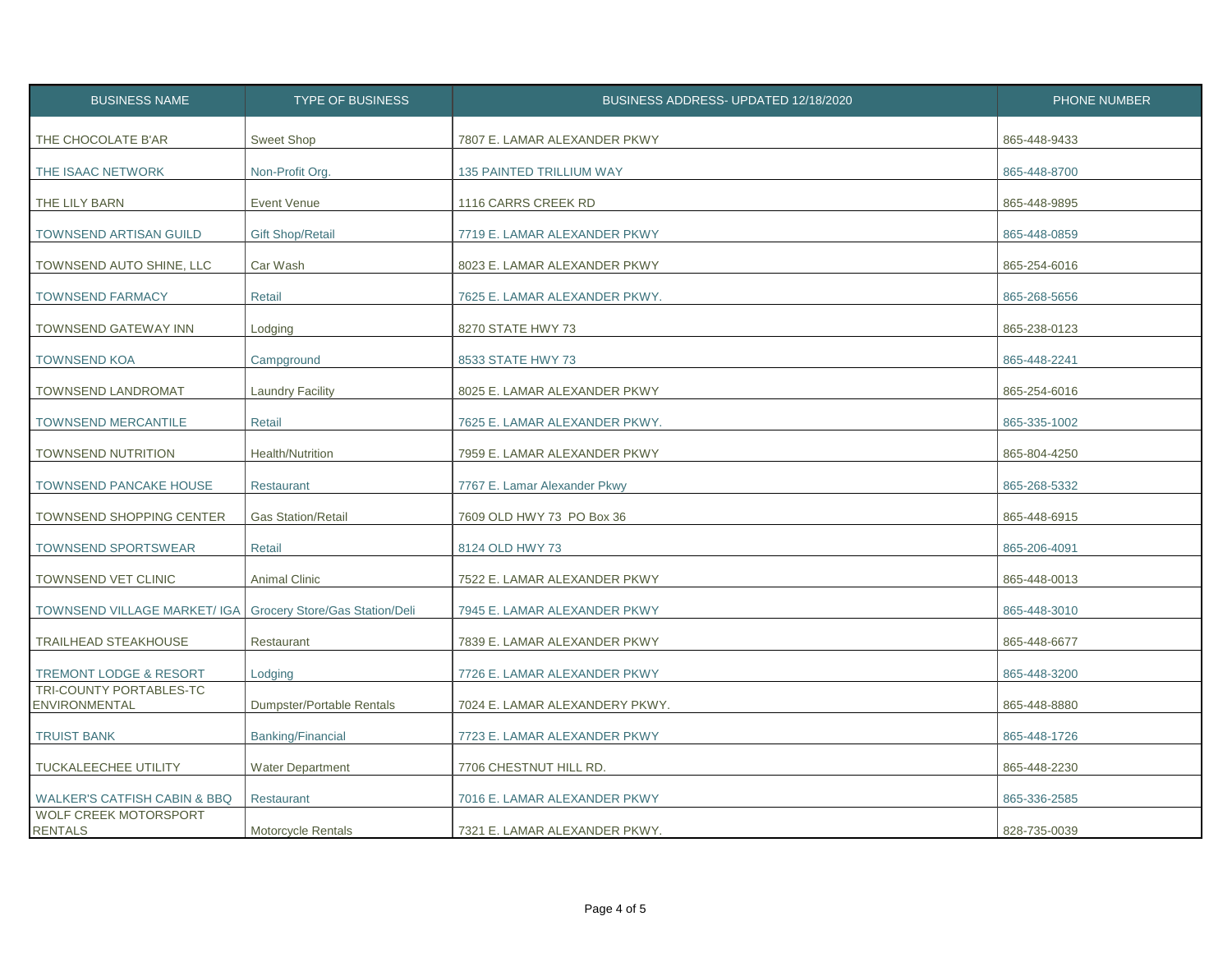| BUSINESS NAME | TYPE OF BUSINESS | BUSINESS ADDRESS- UPDATED 12/18/2020 | PHONE NUMBER |
|---|---|---|---|
| THE CHOCOLATE B'AR | Sweet Shop | 7807 E. LAMAR ALEXANDER PKWY | 865-448-9433 |
| THE ISAAC NETWORK | Non-Profit Org. | 135 PAINTED TRILLIUM WAY | 865-448-8700 |
| THE LILY BARN | Event Venue | 1116 CARRS CREEK RD | 865-448-9895 |
| TOWNSEND ARTISAN GUILD | Gift Shop/Retail | 7719 E. LAMAR ALEXANDER PKWY | 865-448-0859 |
| TOWNSEND AUTO SHINE, LLC | Car Wash | 8023 E. LAMAR ALEXANDER PKWY | 865-254-6016 |
| TOWNSEND FARMACY | Retail | 7625 E. LAMAR ALEXANDER PKWY. | 865-268-5656 |
| TOWNSEND GATEWAY INN | Lodging | 8270 STATE HWY 73 | 865-238-0123 |
| TOWNSEND KOA | Campground | 8533 STATE HWY 73 | 865-448-2241 |
| TOWNSEND LANDROMAT | Laundry Facility | 8025 E. LAMAR ALEXANDER PKWY | 865-254-6016 |
| TOWNSEND MERCANTILE | Retail | 7625 E. LAMAR ALEXANDER PKWY. | 865-335-1002 |
| TOWNSEND NUTRITION | Health/Nutrition | 7959 E. LAMAR ALEXANDER PKWY | 865-804-4250 |
| TOWNSEND PANCAKE HOUSE | Restaurant | 7767 E. Lamar Alexander Pkwy | 865-268-5332 |
| TOWNSEND SHOPPING CENTER | Gas Station/Retail | 7609 OLD HWY 73 PO Box 36 | 865-448-6915 |
| TOWNSEND SPORTSWEAR | Retail | 8124 OLD HWY 73 | 865-206-4091 |
| TOWNSEND VET CLINIC | Animal Clinic | 7522 E. LAMAR ALEXANDER PKWY | 865-448-0013 |
| TOWNSEND VILLAGE MARKET/ IGA | Grocery Store/Gas Station/Deli | 7945 E. LAMAR ALEXANDER PKWY | 865-448-3010 |
| TRAILHEAD STEAKHOUSE | Restaurant | 7839 E. LAMAR ALEXANDER PKWY | 865-448-6677 |
| TREMONT LODGE & RESORT | Lodging | 7726 E. LAMAR ALEXANDER PKWY | 865-448-3200 |
| TRI-COUNTY PORTABLES-TC ENVIRONMENTAL | Dumpster/Portable Rentals | 7024 E. LAMAR ALEXANDERY PKWY. | 865-448-8880 |
| TRUIST BANK | Banking/Financial | 7723 E. LAMAR ALEXANDER PKWY | 865-448-1726 |
| TUCKALEECHEE UTILITY | Water Department | 7706 CHESTNUT HILL RD. | 865-448-2230 |
| WALKER'S CATFISH CABIN & BBQ | Restaurant | 7016 E. LAMAR ALEXANDER PKWY | 865-336-2585 |
| WOLF CREEK MOTORSPORT RENTALS | Motorcycle Rentals | 7321 E. LAMAR ALEXANDER PKWY. | 828-735-0039 |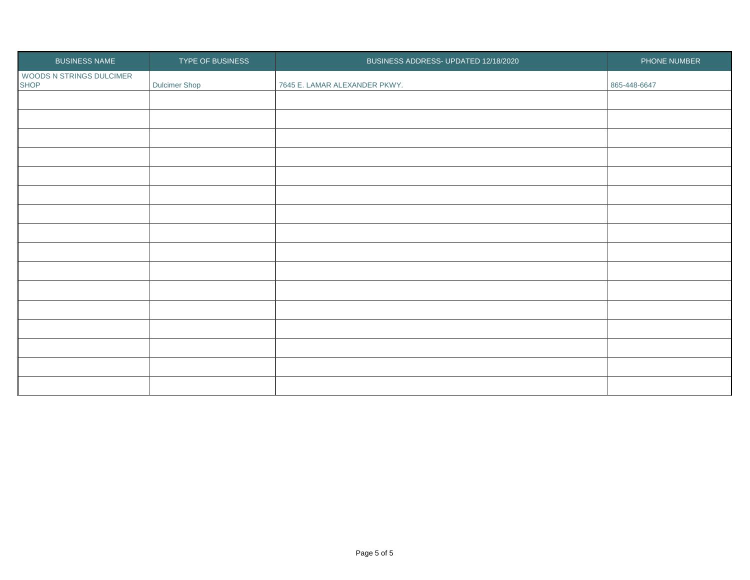| BUSINESS NAME | TYPE OF BUSINESS | BUSINESS ADDRESS- UPDATED 12/18/2020 | PHONE NUMBER |
|---|---|---|---|
| WOODS N STRINGS DULCIMER SHOP | Dulcimer Shop | 7645 E. LAMAR ALEXANDER PKWY. | 865-448-6647 |